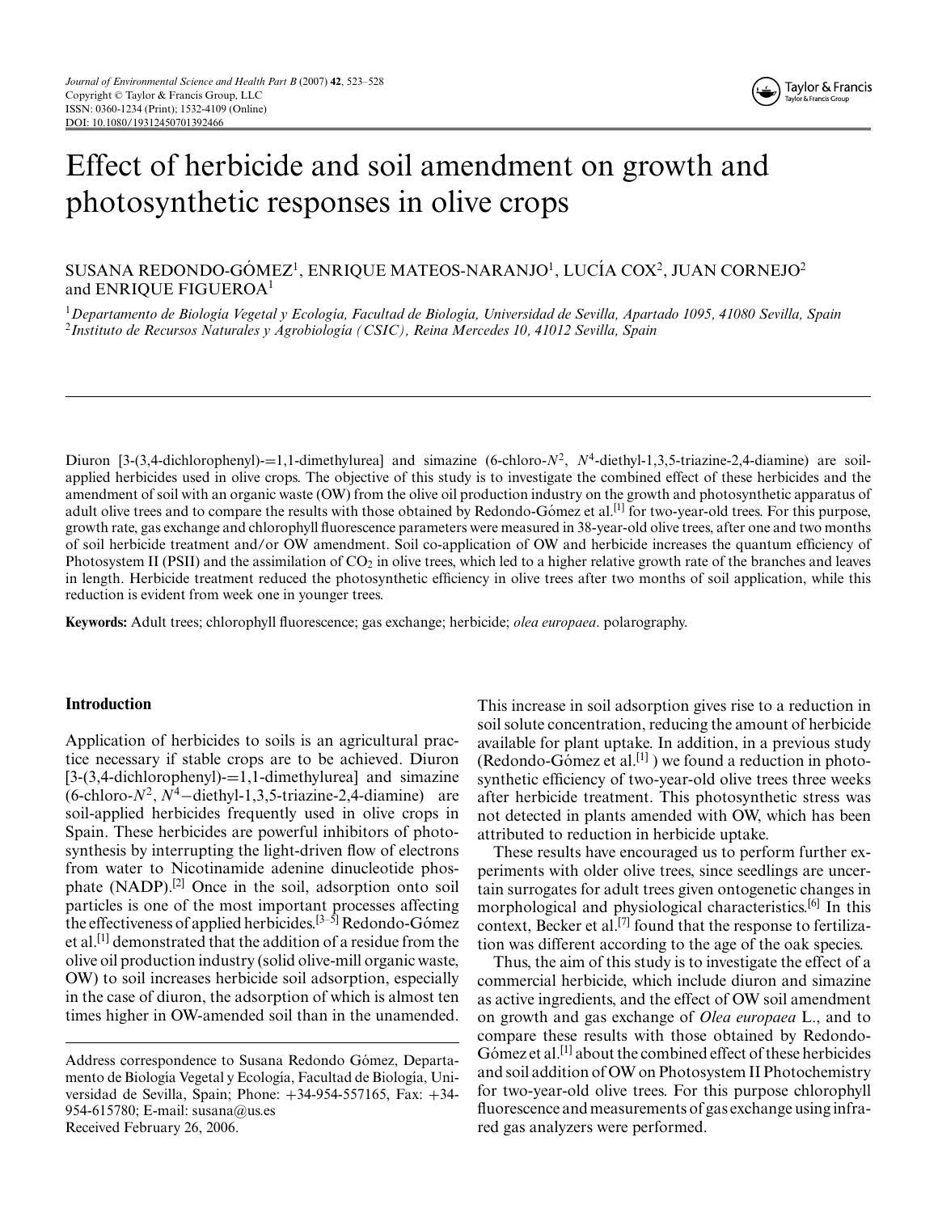# Effect of herbicide and soil amendment on growth and photosynthetic responses in olive crops

SUSANA REDONDO-GÓMEZ[1], ENRIQUE MATEOS-NARANJO[1], LUCÍA COX[2], JUAN CORNEJO[2] and ENRIQUE FIGUEROA[1]

[1] *Departamento de Biología Vegetal y Ecología, Facultad de Biología, Universidad de Sevilla, Apartado 1095, 41080 Sevilla, Spain*
[2] *Instituto de Recursos Naturales y Agrobiología (CSIC), Reina Mercedes 10, 41012 Sevilla, Spain*

Diuron [3-(3,4-dichlorophenyl)-=1,1-dimethylurea] and simazine (6-chloro-$N^2$, $N^4$-diethyl-1,3,5-triazine-2,4-diamine) are soil-applied herbicides used in olive crops. The objective of this study is to investigate the combined effect of these herbicides and the amendment of soil with an organic waste (OW) from the olive oil production industry on the growth and photosynthetic apparatus of adult olive trees and to compare the results with those obtained by Redondo-Gómez et al.[1] for two-year-old trees. For this purpose, growth rate, gas exchange and chlorophyll fluorescence parameters were measured in 38-year-old olive trees, after one and two months of soil herbicide treatment and/or OW amendment. Soil co-application of OW and herbicide increases the quantum efficiency of Photosystem II (PSII) and the assimilation of $CO_2$ in olive trees, which led to a higher relative growth rate of the branches and leaves in length. Herbicide treatment reduced the photosynthetic efficiency in olive trees after two months of soil application, while this reduction is evident from week one in younger trees.

**Keywords:** Adult trees; chlorophyll fluorescence; gas exchange; herbicide; *olea europaea*. polarography.

## Introduction

Application of herbicides to soils is an agricultural practice necessary if stable crops are to be achieved. Diuron [3-(3,4-dichlorophenyl)-=1,1-dimethylurea] and simazine (6-chloro-$N^2$, $N^4$−diethyl-1,3,5-triazine-2,4-diamine) are soil-applied herbicides frequently used in olive crops in Spain. These herbicides are powerful inhibitors of photosynthesis by interrupting the light-driven flow of electrons from water to Nicotinamide adenine dinucleotide phosphate (NADP).[2] Once in the soil, adsorption onto soil particles is one of the most important processes affecting the effectiveness of applied herbicides.[3–5] Redondo-Gómez et al.[1] demonstrated that the addition of a residue from the olive oil production industry (solid olive-mill organic waste, OW) to soil increases herbicide soil adsorption, especially in the case of diuron, the adsorption of which is almost ten times higher in OW-amended soil than in the unamended. This increase in soil adsorption gives rise to a reduction in soil solute concentration, reducing the amount of herbicide available for plant uptake. In addition, in a previous study (Redondo-Gómez et al.[1] ) we found a reduction in photosynthetic efficiency of two-year-old olive trees three weeks after herbicide treatment. This photosynthetic stress was not detected in plants amended with OW, which has been attributed to reduction in herbicide uptake.

These results have encouraged us to perform further experiments with older olive trees, since seedlings are uncertain surrogates for adult trees given ontogenetic changes in morphological and physiological characteristics.[6] In this context, Becker et al.[7] found that the response to fertilization was different according to the age of the oak species.

Thus, the aim of this study is to investigate the effect of a commercial herbicide, which include diuron and simazine as active ingredients, and the effect of OW soil amendment on growth and gas exchange of *Olea europaea* L., and to compare these results with those obtained by Redondo-Gómez et al.[1] about the combined effect of these herbicides and soil addition of OW on Photosystem II Photochemistry for two-year-old olive trees. For this purpose chlorophyll fluorescence and measurements of gas exchange using infrared gas analyzers were performed.

Address correspondence to Susana Redondo Gómez, Departamento de Biología Vegetal y Ecología, Facultad de Biología, Universidad de Sevilla, Spain; Phone: +34-954-557165, Fax: +34-954-615780; E-mail: susana@us.es
Received February 26, 2006.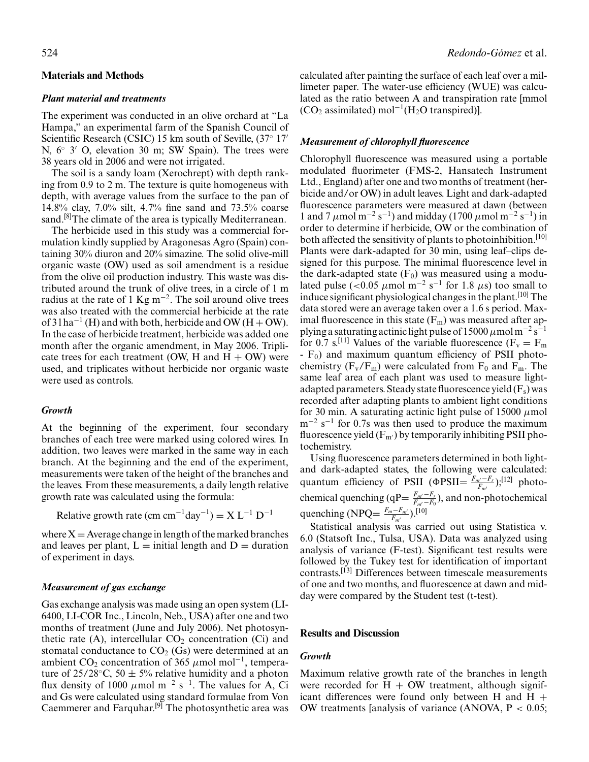## Materials and Methods

### *Plant material and treatments*

The experiment was conducted in an olive orchard at "La Hampa," an experimental farm of the Spanish Council of Scientific Research (CSIC) 15 km south of Seville, (37° 17′ N, 6° 3′ O, elevation 30 m; SW Spain). The trees were 38 years old in 2006 and were not irrigated.

The soil is a sandy loam (Xerochrept) with depth ranking from 0.9 to 2 m. The texture is quite homogeneus with depth, with average values from the surface to the pan of 14.8% clay, 7.0% silt, 4.7% fine sand and 73.5% coarse sand.[8]The climate of the area is typically Mediterranean.

The herbicide used in this study was a commercial formulation kindly supplied by Aragonesas Agro (Spain) containing 30% diuron and 20% simazine. The solid olive-mill organic waste (OW) used as soil amendment is a residue from the olive oil production industry. This waste was distributed around the trunk of olive trees, in a circle of 1 m radius at the rate of 1 Kg $m^{-2}$. The soil around olive trees was also treated with the commercial herbicide at the rate of 3 l $ha^{-1}$ (H) and with both, herbicide and OW (H + OW). In the case of herbicide treatment, herbicide was added one month after the organic amendment, in May 2006. Triplicate trees for each treatment (OW, H and H + OW) were used, and triplicates without herbicide nor organic waste were used as controls.

### *Growth*

At the beginning of the experiment, four secondary branches of each tree were marked using colored wires. In addition, two leaves were marked in the same way in each branch. At the beginning and the end of the experiment, measurements were taken of the height of the branches and the leaves. From these measurements, a daily length relative growth rate was calculated using the formula:

$$\text{Relative growth rate (cm cm}^{-1}\text{day}^{-1}) = X\,L^{-1}\,D^{-1}$$

where X = Average change in length of the marked branches and leaves per plant, L = initial length and D = duration of experiment in days.

### *Measurement of gas exchange*

Gas exchange analysis was made using an open system (LI-6400, LI-COR Inc., Lincoln, Neb., USA) after one and two months of treatment (June and July 2006). Net photosynthetic rate (A), intercellular $CO_2$ concentration (Ci) and stomatal conductance to $CO_2$ (Gs) were determined at an ambient $CO_2$ concentration of 365 $\mu$mol $mol^{-1}$, temperature of 25/28°C, 50 ± 5% relative humidity and a photon flux density of 1000 $\mu$mol $m^{-2}$ $s^{-1}$. The values for A, Ci and Gs were calculated using standard formulae from Von Caemmerer and Farquhar.[9] The photosynthetic area was calculated after painting the surface of each leaf over a millimeter paper. The water-use efficiency (WUE) was calculated as the ratio between A and transpiration rate [mmol ($CO_2$ assimilated) $mol^{-1}$($H_2O$ transpired)].

### *Measurement of chlorophyll fluorescence*

Chlorophyll fluorescence was measured using a portable modulated fluorimeter (FMS-2, Hansatech Instrument Ltd., England) after one and two months of treatment (herbicide and/or OW) in adult leaves. Light and dark-adapted fluorescence parameters were measured at dawn (between 1 and 7 $\mu$mol $m^{-2}$ $s^{-1}$) and midday (1700 $\mu$mol $m^{-2}$ $s^{-1}$) in order to determine if herbicide, OW or the combination of both affected the sensitivity of plants to photoinhibition.[10] Plants were dark-adapted for 30 min, using leaf–clips designed for this purpose. The minimal fluorescence level in the dark-adapted state ($F_0$) was measured using a modulated pulse (<0.05 $\mu$mol $m^{-2}$ $s^{-1}$ for 1.8 $\mu$s) too small to induce significant physiological changes in the plant.[10] The data stored were an average taken over a 1.6 s period. Maximal fluorescence in this state ($F_m$) was measured after applying a saturating actinic light pulse of 15000 $\mu$mol $m^{-2}$ $s^{-1}$ for 0.7 s.[11] Values of the variable fluorescence ($F_v = F_m - F_0$) and maximum quantum efficiency of PSII photochemistry ($F_v/F_m$) were calculated from $F_0$ and $F_m$. The same leaf area of each plant was used to measure light-adapted parameters. Steady state fluorescence yield ($F_s$) was recorded after adapting plants to ambient light conditions for 30 min. A saturating actinic light pulse of 15000 $\mu$mol $m^{-2}$ $s^{-1}$ for 0.7s was then used to produce the maximum fluorescence yield ($F_{m'}$) by temporarily inhibiting PSII photochemistry.

Using fluorescence parameters determined in both light- and dark-adapted states, the following were calculated: quantum efficiency of PSII ($\Phi PSII = \frac{F_{m'} - F_s}{F_{m'}}$);[12] photochemical quenching ($qP = \frac{F_{m'} - F_s}{F_{m'} - F_0}$), and non-photochemical quenching ($NPQ = \frac{F_m - F_{m'}}{F_{m'}}$).[10]

Statistical analysis was carried out using Statistica v. 6.0 (Statsoft Inc., Tulsa, USA). Data was analyzed using analysis of variance (F-test). Significant test results were followed by the Tukey test for identification of important contrasts.[13] Differences between timescale measurements of one and two months, and fluorescence at dawn and midday were compared by the Student test (t-test).

## Results and Discussion

### *Growth*

Maximum relative growth rate of the branches in length were recorded for H + OW treatment, although significant differences were found only between H and H + OW treatments [analysis of variance (ANOVA, $P < 0.05$;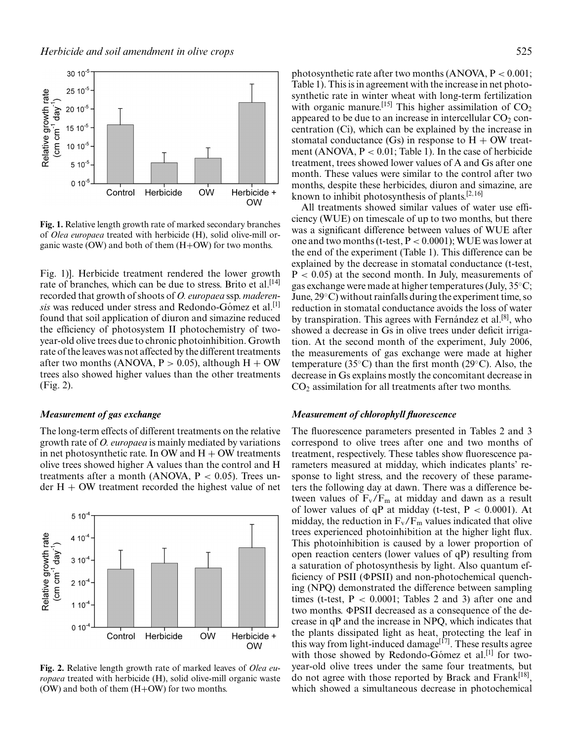Fig. 1. Relative length growth rate of marked secondary branches of *Olea europaea* treated with herbicide (H), solid olive-mill organic waste (OW) and both of them (H+OW) for two months.

Fig. 1)]. Herbicide treatment rendered the lower growth rate of branches, which can be due to stress. Brito et al.[14] recorded that growth of shoots of *O. europaea* ssp. *maderensis* was reduced under stress and Redondo-Gómez et al.[1] found that soil application of diuron and simazine reduced the efficiency of photosystem II photochemistry of two-year-old olive trees due to chronic photoinhibition. Growth rate of the leaves was not affected by the different treatments after two months (ANOVA, $P > 0.05$), although H + OW trees also showed higher values than the other treatments (Fig. 2).

### *Measurement of gas exchange*

The long-term effects of different treatments on the relative growth rate of *O. europaea* is mainly mediated by variations in net photosynthetic rate. In OW and H + OW treatments olive trees showed higher A values than the control and H treatments after a month (ANOVA, $P < 0.05$). Trees under H + OW treatment recorded the highest value of net photosynthetic rate after two months (ANOVA, $P < 0.001$; Table 1). This is in agreement with the increase in net photosynthetic rate in winter wheat with long-term fertilization with organic manure.[15] This higher assimilation of $CO_2$ appeared to be due to an increase in intercellular $CO_2$ concentration (Ci), which can be explained by the increase in stomatal conductance (Gs) in response to H + OW treatment (ANOVA, $P < 0.01$; Table 1). In the case of herbicide treatment, trees showed lower values of A and Gs after one month. These values were similar to the control after two months, despite these herbicides, diuron and simazine, are known to inhibit photosynthesis of plants.[2,16]

Fig. 2. Relative length growth rate of marked leaves of *Olea europaea* treated with herbicide (H), solid olive-mill organic waste (OW) and both of them (H+OW) for two months.

All treatments showed similar values of water use efficiency (WUE) on timescale of up to two months, but there was a significant difference between values of WUE after one and two months (t-test, $P < 0.0001$); WUE was lower at the end of the experiment (Table 1). This difference can be explained by the decrease in stomatal conductance (t-test, $P < 0.05$) at the second month. In July, measurements of gas exchange were made at higher temperatures (July, 35°C; June, 29°C) without rainfalls during the experiment time, so reduction in stomatal conductance avoids the loss of water by transpiration. This agrees with Fernández et al.[8], who showed a decrease in Gs in olive trees under deficit irrigation. At the second month of the experiment, July 2006, the measurements of gas exchange were made at higher temperature (35°C) than the first month (29°C). Also, the decrease in Gs explains mostly the concomitant decrease in $CO_2$ assimilation for all treatments after two months.

### *Measurement of chlorophyll fluorescence*

The fluorescence parameters presented in Tables 2 and 3 correspond to olive trees after one and two months of treatment, respectively. These tables show fluorescence parameters measured at midday, which indicates plants' response to light stress, and the recovery of these parameters the following day at dawn. There was a difference between values of $F_v/F_m$ at midday and dawn as a result of lower values of qP at midday (t-test, $P < 0.0001$). At midday, the reduction in $F_v/F_m$ values indicated that olive trees experienced photoinhibition at the higher light flux. This photoinhibition is caused by a lower proportion of open reaction centers (lower values of qP) resulting from a saturation of photosynthesis by light. Also quantum efficiency of PSII ($\Phi$PSII) and non-photochemical quenching (NPQ) demonstrated the difference between sampling times (t-test, $P < 0.0001$; Tables 2 and 3) after one and two months. $\Phi$PSII decreased as a consequence of the decrease in qP and the increase in NPQ, which indicates that the plants dissipated light as heat, protecting the leaf in this way from light-induced damage[17]. These results agree with those showed by Redondo-Gómez et al.[1] for two-year-old olive trees under the same four treatments, but do not agree with those reported by Brack and Frank[18], which showed a simultaneous decrease in photochemical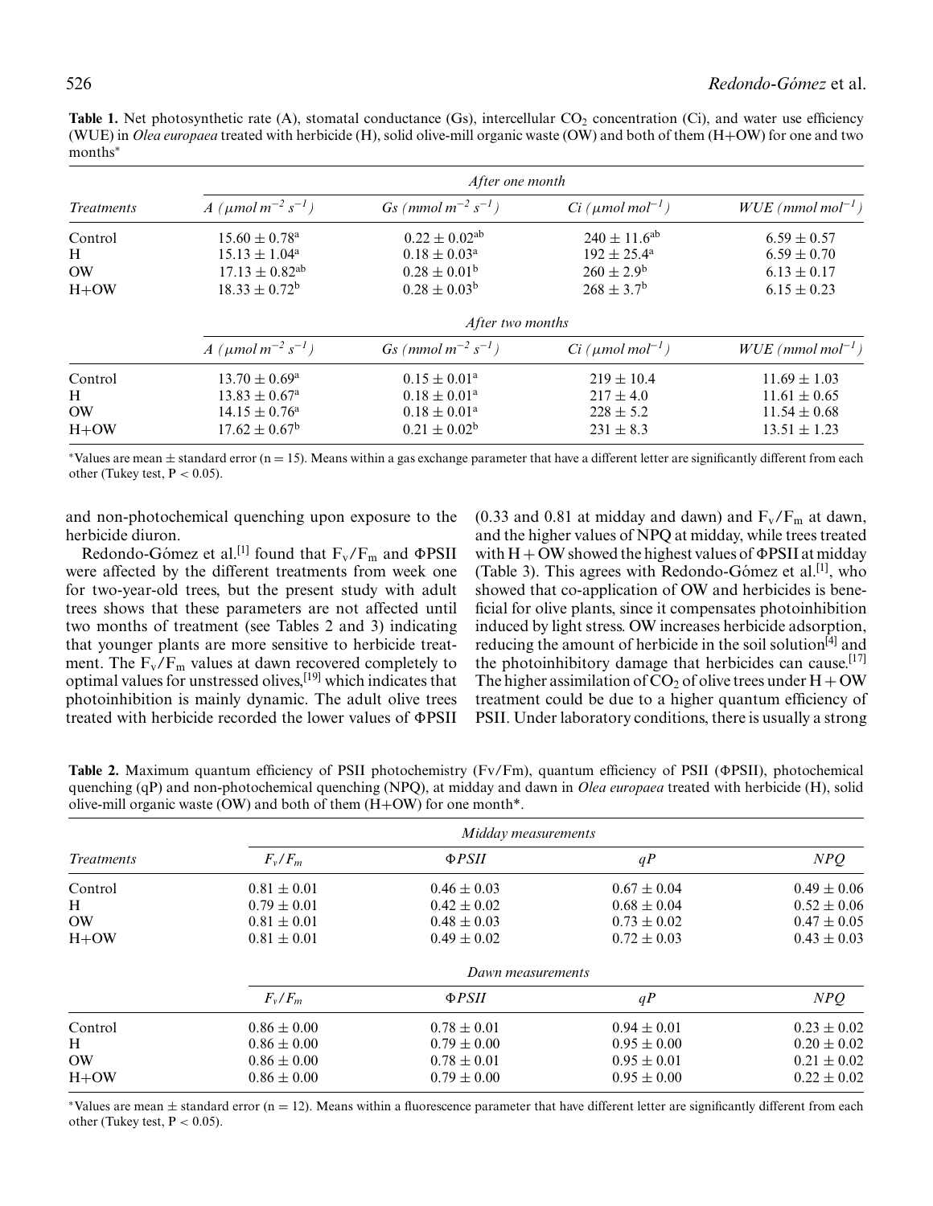**Table 1.** Net photosynthetic rate (A), stomatal conductance (Gs), intercellular $CO_2$ concentration (Ci), and water use efficiency (WUE) in *Olea europaea* treated with herbicide (H), solid olive-mill organic waste (OW) and both of them (H+OW) for one and two months*

| *Treatments* | *After one month* | | | |
|---|---|---|---|---|
| | *A ($\mu mol\, m^{-2}\, s^{-1}$)* | *Gs ($mmol\, m^{-2}\, s^{-1}$)* | *Ci ($\mu mol\, mol^{-1}$)* | *WUE ($mmol\, mol^{-1}$)* |
| Control | $15.60 \pm 0.78^{a}$ | $0.22 \pm 0.02^{ab}$ | $240 \pm 11.6^{ab}$ | $6.59 \pm 0.57$ |
| H | $15.13 \pm 1.04^{a}$ | $0.18 \pm 0.03^{a}$ | $192 \pm 25.4^{a}$ | $6.59 \pm 0.70$ |
| OW | $17.13 \pm 0.82^{ab}$ | $0.28 \pm 0.01^{b}$ | $260 \pm 2.9^{b}$ | $6.13 \pm 0.17$ |
| H+OW | $18.33 \pm 0.72^{b}$ | $0.28 \pm 0.03^{b}$ | $268 \pm 3.7^{b}$ | $6.15 \pm 0.23$ |
| | *After two months* | | | |
| | *A ($\mu mol\, m^{-2}\, s^{-1}$)* | *Gs ($mmol\, m^{-2}\, s^{-1}$)* | *Ci ($\mu mol\, mol^{-1}$)* | *WUE ($mmol\, mol^{-1}$)* |
| Control | $13.70 \pm 0.69^{a}$ | $0.15 \pm 0.01^{a}$ | $219 \pm 10.4$ | $11.69 \pm 1.03$ |
| H | $13.83 \pm 0.67^{a}$ | $0.18 \pm 0.01^{a}$ | $217 \pm 4.0$ | $11.61 \pm 0.65$ |
| OW | $14.15 \pm 0.76^{a}$ | $0.18 \pm 0.01^{a}$ | $228 \pm 5.2$ | $11.54 \pm 0.68$ |
| H+OW | $17.62 \pm 0.67^{b}$ | $0.21 \pm 0.02^{b}$ | $231 \pm 8.3$ | $13.51 \pm 1.23$ |

*Values are mean ± standard error (n = 15). Means within a gas exchange parameter that have a different letter are significantly different from each other (Tukey test, $P < 0.05$).

and non-photochemical quenching upon exposure to the herbicide diuron.

Redondo-Gómez et al.[1] found that $F_v/F_m$ and ΦPSII were affected by the different treatments from week one for two-year-old trees, but the present study with adult trees shows that these parameters are not affected until two months of treatment (see Tables 2 and 3) indicating that younger plants are more sensitive to herbicide treatment. The $F_v/F_m$ values at dawn recovered completely to optimal values for unstressed olives,[19] which indicates that photoinhibition is mainly dynamic. The adult olive trees treated with herbicide recorded the lower values of ΦPSII (0.33 and 0.81 at midday and dawn) and $F_v/F_m$ at dawn, and the higher values of NPQ at midday, while trees treated with H + OW showed the highest values of ΦPSII at midday (Table 3). This agrees with Redondo-Gómez et al.[1], who showed that co-application of OW and herbicides is beneficial for olive plants, since it compensates photoinhibition induced by light stress. OW increases herbicide adsorption, reducing the amount of herbicide in the soil solution[4] and the photoinhibitory damage that herbicides can cause.[17] The higher assimilation of $CO_2$ of olive trees under H + OW treatment could be due to a higher quantum efficiency of PSII. Under laboratory conditions, there is usually a strong

**Table 2.** Maximum quantum efficiency of PSII photochemistry (Fv/Fm), quantum efficiency of PSII (ΦPSII), photochemical quenching (qP) and non-photochemical quenching (NPQ), at midday and dawn in *Olea europaea* treated with herbicide (H), solid olive-mill organic waste (OW) and both of them (H+OW) for one month*.

| *Treatments* | *Midday measurements* | | | |
|---|---|---|---|---|
| | $F_v/F_m$ | *ΦPSII* | *qP* | *NPQ* |
| Control | $0.81 \pm 0.01$ | $0.46 \pm 0.03$ | $0.67 \pm 0.04$ | $0.49 \pm 0.06$ |
| H | $0.79 \pm 0.01$ | $0.42 \pm 0.02$ | $0.68 \pm 0.04$ | $0.52 \pm 0.06$ |
| OW | $0.81 \pm 0.01$ | $0.48 \pm 0.03$ | $0.73 \pm 0.02$ | $0.47 \pm 0.05$ |
| H+OW | $0.81 \pm 0.01$ | $0.49 \pm 0.02$ | $0.72 \pm 0.03$ | $0.43 \pm 0.03$ |
| | *Dawn measurements* | | | |
| | $F_v/F_m$ | *ΦPSII* | *qP* | *NPQ* |
| Control | $0.86 \pm 0.00$ | $0.78 \pm 0.01$ | $0.94 \pm 0.01$ | $0.23 \pm 0.02$ |
| H | $0.86 \pm 0.00$ | $0.79 \pm 0.00$ | $0.95 \pm 0.02$ | $0.20 \pm 0.02$ |
| OW | $0.86 \pm 0.00$ | $0.78 \pm 0.01$ | $0.95 \pm 0.01$ | $0.21 \pm 0.02$ |
| H+OW | $0.86 \pm 0.00$ | $0.79 \pm 0.00$ | $0.95 \pm 0.00$ | $0.22 \pm 0.02$ |

*Values are mean ± standard error (n = 12). Means within a fluorescence parameter that have different letter are significantly different from each other (Tukey test, $P < 0.05$).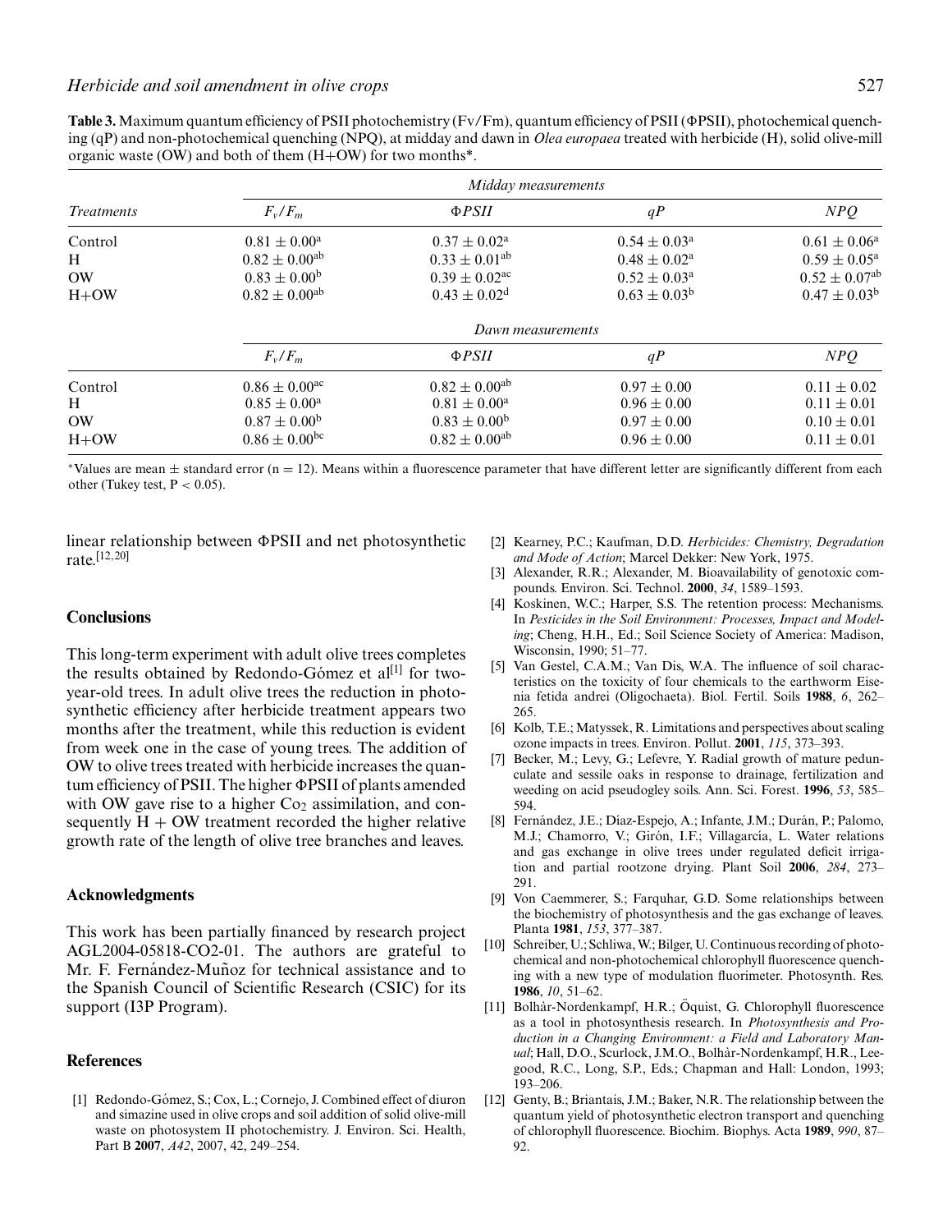**Table 3.** Maximum quantum efficiency of PSII photochemistry (Fv/Fm), quantum efficiency of PSII (ΦPSII), photochemical quenching (qP) and non-photochemical quenching (NPQ), at midday and dawn in *Olea europaea* treated with herbicide (H), solid olive-mill organic waste (OW) and both of them (H+OW) for two months*.

| *Treatments* | *Midday measurements* | | | |
|---|---|---|---|---|
| | $F_v/F_m$ | *ΦPSII* | *qP* | *NPQ* |
| Control | $0.81 \pm 0.00^{a}$ | $0.37 \pm 0.02^{a}$ | $0.54 \pm 0.03^{a}$ | $0.61 \pm 0.06^{a}$ |
| H | $0.82 \pm 0.00^{ab}$ | $0.33 \pm 0.01^{ab}$ | $0.48 \pm 0.02^{a}$ | $0.59 \pm 0.05^{a}$ |
| OW | $0.83 \pm 0.00^{b}$ | $0.39 \pm 0.02^{ac}$ | $0.52 \pm 0.03^{a}$ | $0.52 \pm 0.07^{ab}$ |
| H+OW | $0.82 \pm 0.00^{ab}$ | $0.43 \pm 0.02^{d}$ | $0.63 \pm 0.03^{b}$ | $0.47 \pm 0.03^{b}$ |
| | *Dawn measurements* | | | |
| | $F_v/F_m$ | *ΦPSII* | *qP* | *NPQ* |
| Control | $0.86 \pm 0.00^{ac}$ | $0.82 \pm 0.00^{ab}$ | $0.97 \pm 0.00$ | $0.11 \pm 0.02$ |
| H | $0.85 \pm 0.00^{a}$ | $0.81 \pm 0.00^{a}$ | $0.96 \pm 0.00$ | $0.11 \pm 0.01$ |
| OW | $0.87 \pm 0.00^{b}$ | $0.83 \pm 0.00^{b}$ | $0.97 \pm 0.00$ | $0.10 \pm 0.01$ |
| H+OW | $0.86 \pm 0.00^{bc}$ | $0.82 \pm 0.00^{ab}$ | $0.96 \pm 0.00$ | $0.11 \pm 0.01$ |

*Values are mean ± standard error (n = 12). Means within a fluorescence parameter that have different letter are significantly different from each other (Tukey test, $P < 0.05$).

linear relationship between ΦPSII and net photosynthetic rate.[12,20]

## Conclusions

This long-term experiment with adult olive trees completes the results obtained by Redondo-Gómez et al[1] for two-year-old trees. In adult olive trees the reduction in photosynthetic efficiency after herbicide treatment appears two months after the treatment, while this reduction is evident from week one in the case of young trees. The addition of OW to olive trees treated with herbicide increases the quantum efficiency of PSII. The higher ΦPSII of plants amended with OW gave rise to a higher $Co_2$ assimilation, and consequently H + OW treatment recorded the higher relative growth rate of the length of olive tree branches and leaves.

## Acknowledgments

This work has been partially financed by research project AGL2004-05818-CO2-01. The authors are grateful to Mr. F. Fernández-Muñoz for technical assistance and to the Spanish Council of Scientific Research (CSIC) for its support (I3P Program).

## References

[1] Redondo-Gómez, S.; Cox, L.; Cornejo, J. Combined effect of diuron and simazine used in olive crops and soil addition of solid olive-mill waste on photosystem II photochemistry. J. Environ. Sci. Health, Part B **2007**, *A42*, 2007, 42, 249–254.

[2] Kearney, P.C.; Kaufman, D.D. *Herbicides: Chemistry, Degradation and Mode of Action*; Marcel Dekker: New York, 1975.

[3] Alexander, R.R.; Alexander, M. Bioavailability of genotoxic compounds. Environ. Sci. Technol. **2000**, *34*, 1589–1593.

[4] Koskinen, W.C.; Harper, S.S. The retention process: Mechanisms. In *Pesticides in the Soil Environment: Processes, Impact and Modeling*; Cheng, H.H., Ed.; Soil Science Society of America: Madison, Wisconsin, 1990; 51–77.

[5] Van Gestel, C.A.M.; Van Dis, W.A. The influence of soil characteristics on the toxicity of four chemicals to the earthworm Eisenia fetida andrei (Oligochaeta). Biol. Fertil. Soils **1988**, *6*, 262–265.

[6] Kolb, T.E.; Matyssek, R. Limitations and perspectives about scaling ozone impacts in trees. Environ. Pollut. **2001**, *115*, 373–393.

[7] Becker, M.; Levy, G.; Lefevre, Y. Radial growth of mature pedunculate and sessile oaks in response to drainage, fertilization and weeding on acid pseudogley soils. Ann. Sci. Forest. **1996**, *53*, 585–594.

[8] Fernández, J.E.; Díaz-Espejo, A.; Infante, J.M.; Durán, P.; Palomo, M.J.; Chamorro, V.; Girón, I.F.; Villagarcía, L. Water relations and gas exchange in olive trees under regulated deficit irrigation and partial rootzone drying. Plant Soil **2006**, *284*, 273–291.

[9] Von Caemmerer, S.; Farquhar, G.D. Some relationships between the biochemistry of photosynthesis and the gas exchange of leaves. Planta **1981**, *153*, 377–387.

[10] Schreiber, U.; Schliwa, W.; Bilger, U. Continuous recording of photochemical and non-photochemical chlorophyll fluorescence quenching with a new type of modulation fluorimeter. Photosynth. Res. **1986**, *10*, 51–62.

[11] Bolhàr-Nordenkampf, H.R.; Öquist, G. Chlorophyll fluorescence as a tool in photosynthesis research. In *Photosynthesis and Production in a Changing Environment: a Field and Laboratory Manual*; Hall, D.O., Scurlock, J.M.O., Bolhàr-Nordenkampf, H.R., Leegood, R.C., Long, S.P., Eds.; Chapman and Hall: London, 1993; 193–206.

[12] Genty, B.; Briantais, J.M.; Baker, N.R. The relationship between the quantum yield of photosynthetic electron transport and quenching of chlorophyll fluorescence. Biochim. Biophys. Acta **1989**, *990*, 87–92.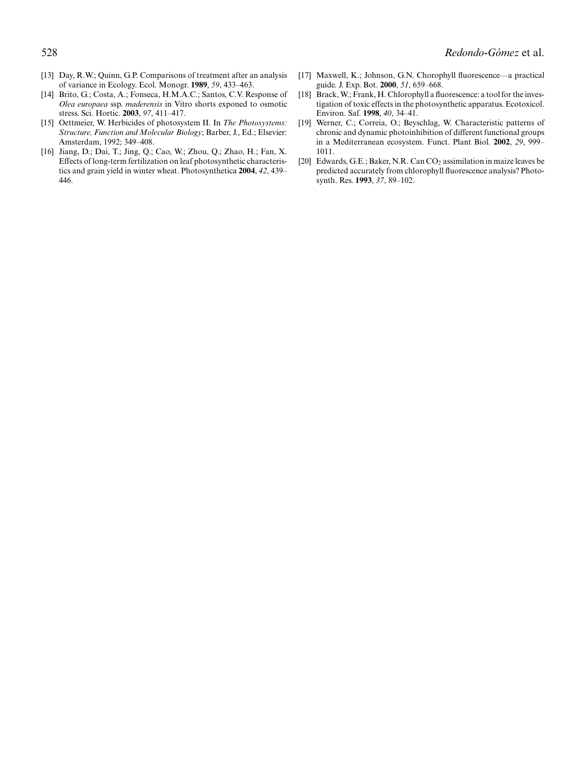[13] Day, R.W.; Quinn, G.P. Comparisons of treatment after an analysis of variance in Ecology. Ecol. Monogr. **1989**, *59*, 433–463.

[14] Brito, G.; Costa, A.; Fonseca, H.M.A.C.; Santos, C.V. Response of *Olea europaea* ssp. *maderensis* in Vitro shorts exponed to osmotic stress. Sci. Hortic. **2003**, *97*, 411–417.

[15] Oettmeier, W. Herbicides of photosystem II. In *The Photosystems: Structure, Function and Molecular Biology*; Barber, J., Ed.; Elsevier: Amsterdam, 1992; 349–408.

[16] Jiang, D.; Dai, T.; Jing, Q.; Cao, W.; Zhou, Q.; Zhao, H.; Fan, X. Effects of long-term fertilization on leaf photosynthetic characteristics and grain yield in winter wheat. Photosynthetica **2004**, *42*, 439–446.

[17] Maxwell, K.; Johnson, G.N. Chorophyll fluorescence—a practical guide. J. Exp. Bot. **2000**, *51*, 659–668.

[18] Brack, W.; Frank, H. Chlorophyll a fluorescence: a tool for the investigation of toxic effects in the photosynthetic apparatus. Ecotoxicol. Environ. Saf. **1998**, *40*, 34–41.

[19] Werner, C.; Correia, O.; Beyschlag, W. Characteristic patterns of chronic and dynamic photoinhibition of different functional groups in a Mediterranean ecosystem. Funct. Plant Biol. **2002**, *29*, 999–1011.

[20] Edwards, G.E.; Baker, N.R. Can $CO_2$ assimilation in maize leaves be predicted accurately from chlorophyll fluorescence analysis? Photosynth. Res. **1993**, *37*, 89–102.